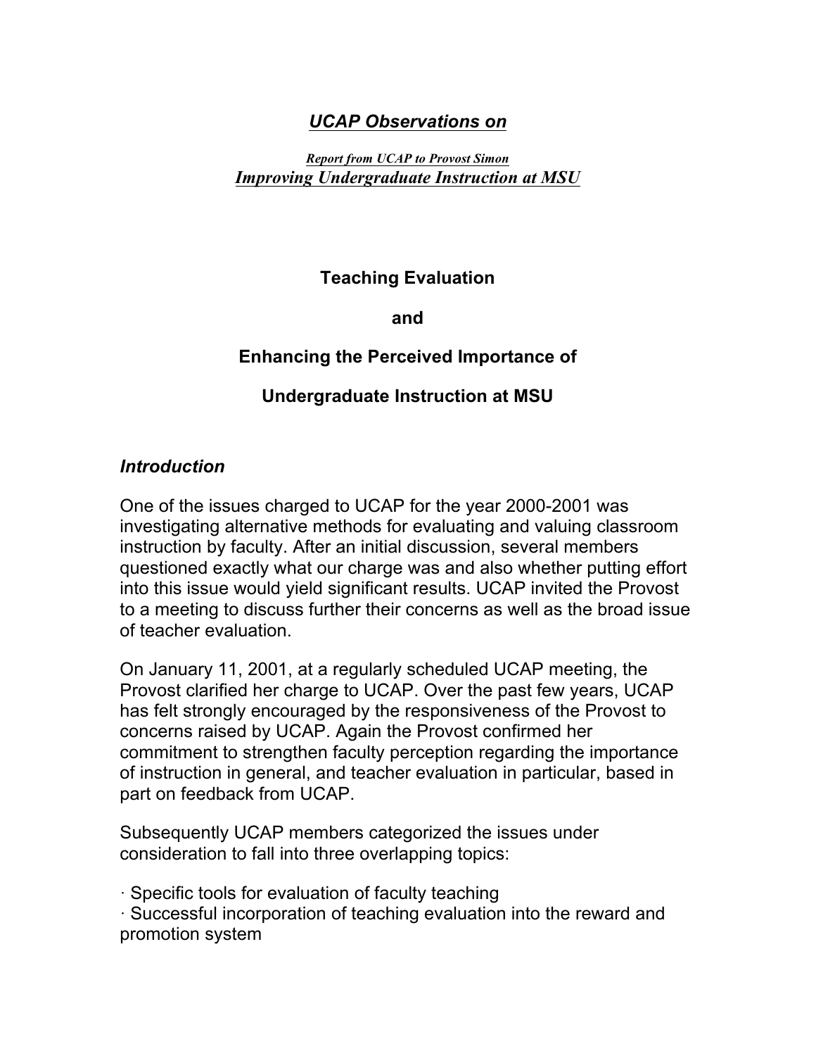# ***UCAP Observations on***

***Report from UCAP to Provost Simon***
***Improving Undergraduate Instruction at MSU***

## Teaching Evaluation

## and

## Enhancing the Perceived Importance of

## Undergraduate Instruction at MSU

### *Introduction*

One of the issues charged to UCAP for the year 2000-2001 was investigating alternative methods for evaluating and valuing classroom instruction by faculty. After an initial discussion, several members questioned exactly what our charge was and also whether putting effort into this issue would yield significant results. UCAP invited the Provost to a meeting to discuss further their concerns as well as the broad issue of teacher evaluation.

On January 11, 2001, at a regularly scheduled UCAP meeting, the Provost clarified her charge to UCAP. Over the past few years, UCAP has felt strongly encouraged by the responsiveness of the Provost to concerns raised by UCAP. Again the Provost confirmed her commitment to strengthen faculty perception regarding the importance of instruction in general, and teacher evaluation in particular, based in part on feedback from UCAP.

Subsequently UCAP members categorized the issues under consideration to fall into three overlapping topics:

· Specific tools for evaluation of faculty teaching
· Successful incorporation of teaching evaluation into the reward and promotion system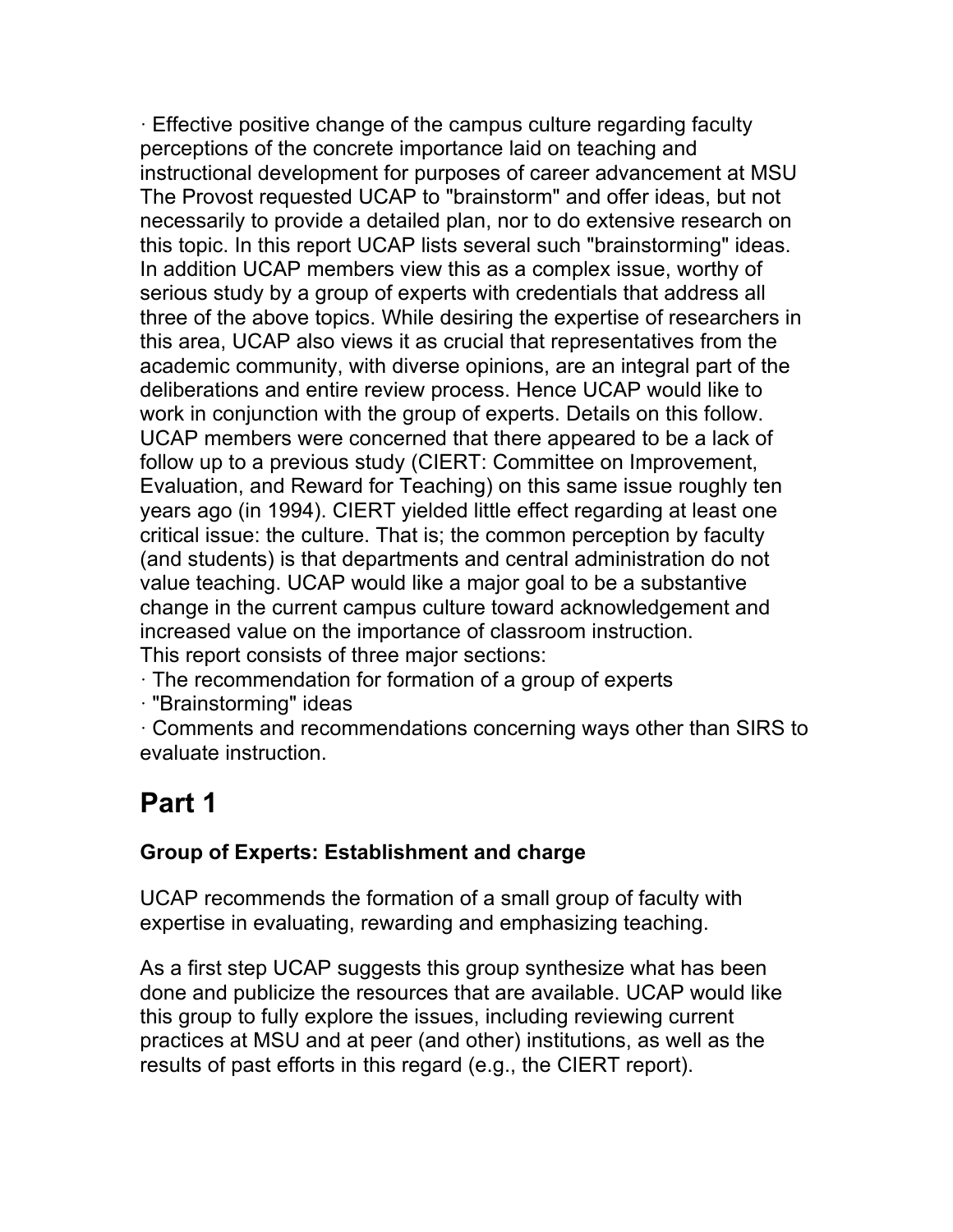· Effective positive change of the campus culture regarding faculty perceptions of the concrete importance laid on teaching and instructional development for purposes of career advancement at MSU

The Provost requested UCAP to "brainstorm" and offer ideas, but not necessarily to provide a detailed plan, nor to do extensive research on this topic. In this report UCAP lists several such "brainstorming" ideas. In addition UCAP members view this as a complex issue, worthy of serious study by a group of experts with credentials that address all three of the above topics. While desiring the expertise of researchers in this area, UCAP also views it as crucial that representatives from the academic community, with diverse opinions, are an integral part of the deliberations and entire review process. Hence UCAP would like to work in conjunction with the group of experts. Details on this follow.

UCAP members were concerned that there appeared to be a lack of follow up to a previous study (CIERT: Committee on Improvement, Evaluation, and Reward for Teaching) on this same issue roughly ten years ago (in 1994). CIERT yielded little effect regarding at least one critical issue: the culture. That is; the common perception by faculty (and students) is that departments and central administration do not value teaching. UCAP would like a major goal to be a substantive change in the current campus culture toward acknowledgement and increased value on the importance of classroom instruction.

This report consists of three major sections:

· The recommendation for formation of a group of experts

· "Brainstorming" ideas

· Comments and recommendations concerning ways other than SIRS to evaluate instruction.

# Part 1

### Group of Experts: Establishment and charge

UCAP recommends the formation of a small group of faculty with expertise in evaluating, rewarding and emphasizing teaching.

As a first step UCAP suggests this group synthesize what has been done and publicize the resources that are available. UCAP would like this group to fully explore the issues, including reviewing current practices at MSU and at peer (and other) institutions, as well as the results of past efforts in this regard (e.g., the CIERT report).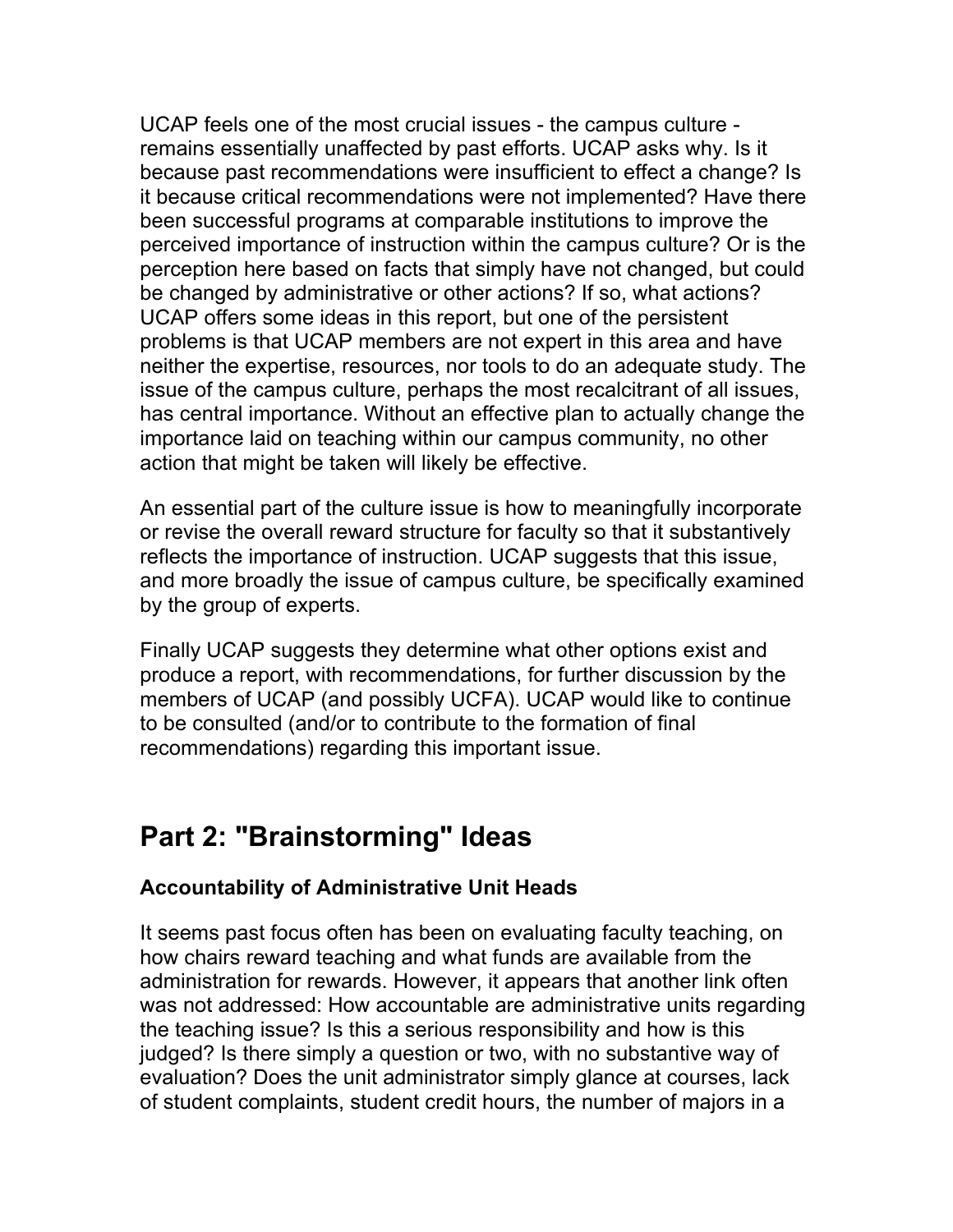UCAP feels one of the most crucial issues - the campus culture - remains essentially unaffected by past efforts. UCAP asks why. Is it because past recommendations were insufficient to effect a change? Is it because critical recommendations were not implemented? Have there been successful programs at comparable institutions to improve the perceived importance of instruction within the campus culture? Or is the perception here based on facts that simply have not changed, but could be changed by administrative or other actions? If so, what actions? UCAP offers some ideas in this report, but one of the persistent problems is that UCAP members are not expert in this area and have neither the expertise, resources, nor tools to do an adequate study. The issue of the campus culture, perhaps the most recalcitrant of all issues, has central importance. Without an effective plan to actually change the importance laid on teaching within our campus community, no other action that might be taken will likely be effective.

An essential part of the culture issue is how to meaningfully incorporate or revise the overall reward structure for faculty so that it substantively reflects the importance of instruction. UCAP suggests that this issue, and more broadly the issue of campus culture, be specifically examined by the group of experts.

Finally UCAP suggests they determine what other options exist and produce a report, with recommendations, for further discussion by the members of UCAP (and possibly UCFA). UCAP would like to continue to be consulted (and/or to contribute to the formation of final recommendations) regarding this important issue.

## Part 2: "Brainstorming" Ideas

### Accountability of Administrative Unit Heads

It seems past focus often has been on evaluating faculty teaching, on how chairs reward teaching and what funds are available from the administration for rewards. However, it appears that another link often was not addressed: How accountable are administrative units regarding the teaching issue? Is this a serious responsibility and how is this judged? Is there simply a question or two, with no substantive way of evaluation? Does the unit administrator simply glance at courses, lack of student complaints, student credit hours, the number of majors in a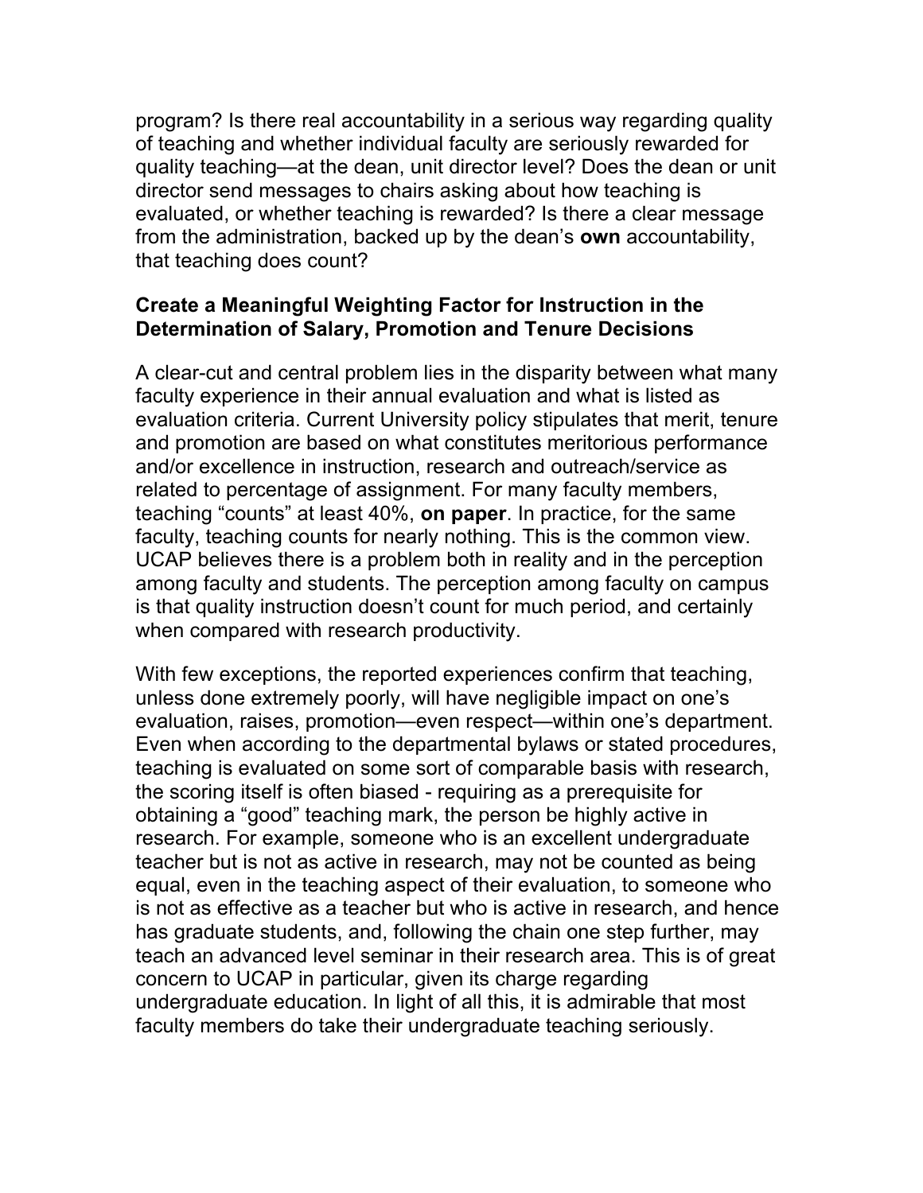program? Is there real accountability in a serious way regarding quality of teaching and whether individual faculty are seriously rewarded for quality teaching—at the dean, unit director level? Does the dean or unit director send messages to chairs asking about how teaching is evaluated, or whether teaching is rewarded? Is there a clear message from the administration, backed up by the dean's **own** accountability, that teaching does count?

### Create a Meaningful Weighting Factor for Instruction in the Determination of Salary, Promotion and Tenure Decisions

A clear-cut and central problem lies in the disparity between what many faculty experience in their annual evaluation and what is listed as evaluation criteria. Current University policy stipulates that merit, tenure and promotion are based on what constitutes meritorious performance and/or excellence in instruction, research and outreach/service as related to percentage of assignment. For many faculty members, teaching "counts" at least 40%, **on paper**. In practice, for the same faculty, teaching counts for nearly nothing. This is the common view. UCAP believes there is a problem both in reality and in the perception among faculty and students. The perception among faculty on campus is that quality instruction doesn't count for much period, and certainly when compared with research productivity.

With few exceptions, the reported experiences confirm that teaching, unless done extremely poorly, will have negligible impact on one's evaluation, raises, promotion—even respect—within one's department. Even when according to the departmental bylaws or stated procedures, teaching is evaluated on some sort of comparable basis with research, the scoring itself is often biased - requiring as a prerequisite for obtaining a "good" teaching mark, the person be highly active in research. For example, someone who is an excellent undergraduate teacher but is not as active in research, may not be counted as being equal, even in the teaching aspect of their evaluation, to someone who is not as effective as a teacher but who is active in research, and hence has graduate students, and, following the chain one step further, may teach an advanced level seminar in their research area. This is of great concern to UCAP in particular, given its charge regarding undergraduate education. In light of all this, it is admirable that most faculty members do take their undergraduate teaching seriously.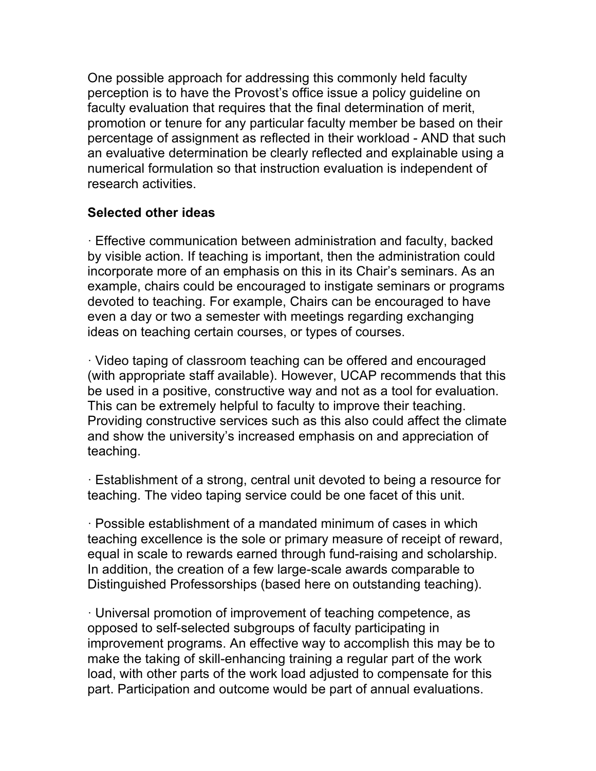One possible approach for addressing this commonly held faculty perception is to have the Provost's office issue a policy guideline on faculty evaluation that requires that the final determination of merit, promotion or tenure for any particular faculty member be based on their percentage of assignment as reflected in their workload - AND that such an evaluative determination be clearly reflected and explainable using a numerical formulation so that instruction evaluation is independent of research activities.

**Selected other ideas**

· Effective communication between administration and faculty, backed by visible action. If teaching is important, then the administration could incorporate more of an emphasis on this in its Chair's seminars. As an example, chairs could be encouraged to instigate seminars or programs devoted to teaching. For example, Chairs can be encouraged to have even a day or two a semester with meetings regarding exchanging ideas on teaching certain courses, or types of courses.

· Video taping of classroom teaching can be offered and encouraged (with appropriate staff available). However, UCAP recommends that this be used in a positive, constructive way and not as a tool for evaluation. This can be extremely helpful to faculty to improve their teaching. Providing constructive services such as this also could affect the climate and show the university's increased emphasis on and appreciation of teaching.

· Establishment of a strong, central unit devoted to being a resource for teaching. The video taping service could be one facet of this unit.

· Possible establishment of a mandated minimum of cases in which teaching excellence is the sole or primary measure of receipt of reward, equal in scale to rewards earned through fund-raising and scholarship. In addition, the creation of a few large-scale awards comparable to Distinguished Professorships (based here on outstanding teaching).

· Universal promotion of improvement of teaching competence, as opposed to self-selected subgroups of faculty participating in improvement programs. An effective way to accomplish this may be to make the taking of skill-enhancing training a regular part of the work load, with other parts of the work load adjusted to compensate for this part. Participation and outcome would be part of annual evaluations.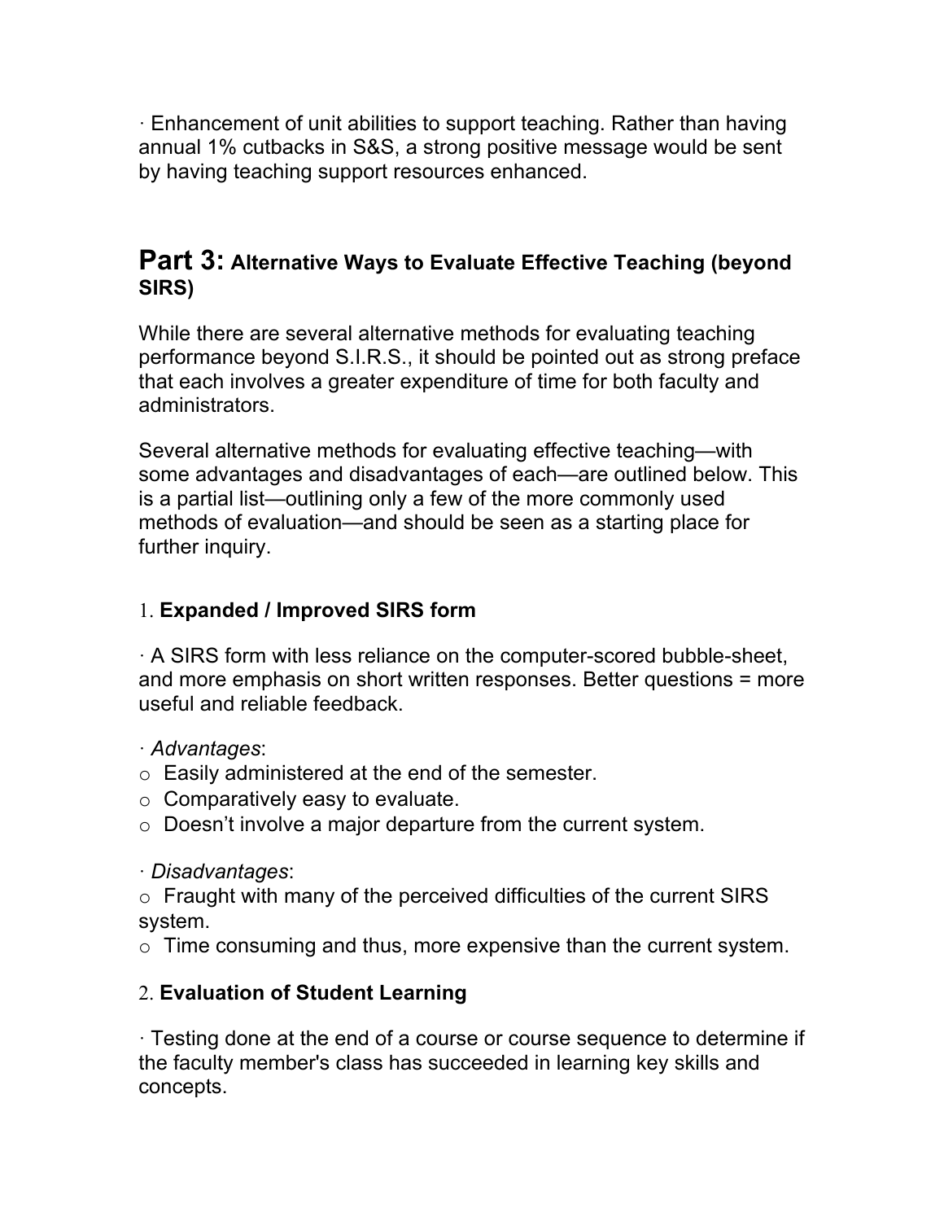· Enhancement of unit abilities to support teaching. Rather than having annual 1% cutbacks in S&S, a strong positive message would be sent by having teaching support resources enhanced.

## Part 3: Alternative Ways to Evaluate Effective Teaching (beyond SIRS)

While there are several alternative methods for evaluating teaching performance beyond S.I.R.S., it should be pointed out as strong preface that each involves a greater expenditure of time for both faculty and administrators.

Several alternative methods for evaluating effective teaching—with some advantages and disadvantages of each—are outlined below. This is a partial list—outlining only a few of the more commonly used methods of evaluation—and should be seen as a starting place for further inquiry.

### 1. Expanded / Improved SIRS form

· A SIRS form with less reliance on the computer-scored bubble-sheet, and more emphasis on short written responses. Better questions = more useful and reliable feedback.

· *Advantages*:
- Easily administered at the end of the semester.
- Comparatively easy to evaluate.
- Doesn't involve a major departure from the current system.

· *Disadvantages*:
- Fraught with many of the perceived difficulties of the current SIRS system.
- Time consuming and thus, more expensive than the current system.

### 2. Evaluation of Student Learning

· Testing done at the end of a course or course sequence to determine if the faculty member's class has succeeded in learning key skills and concepts.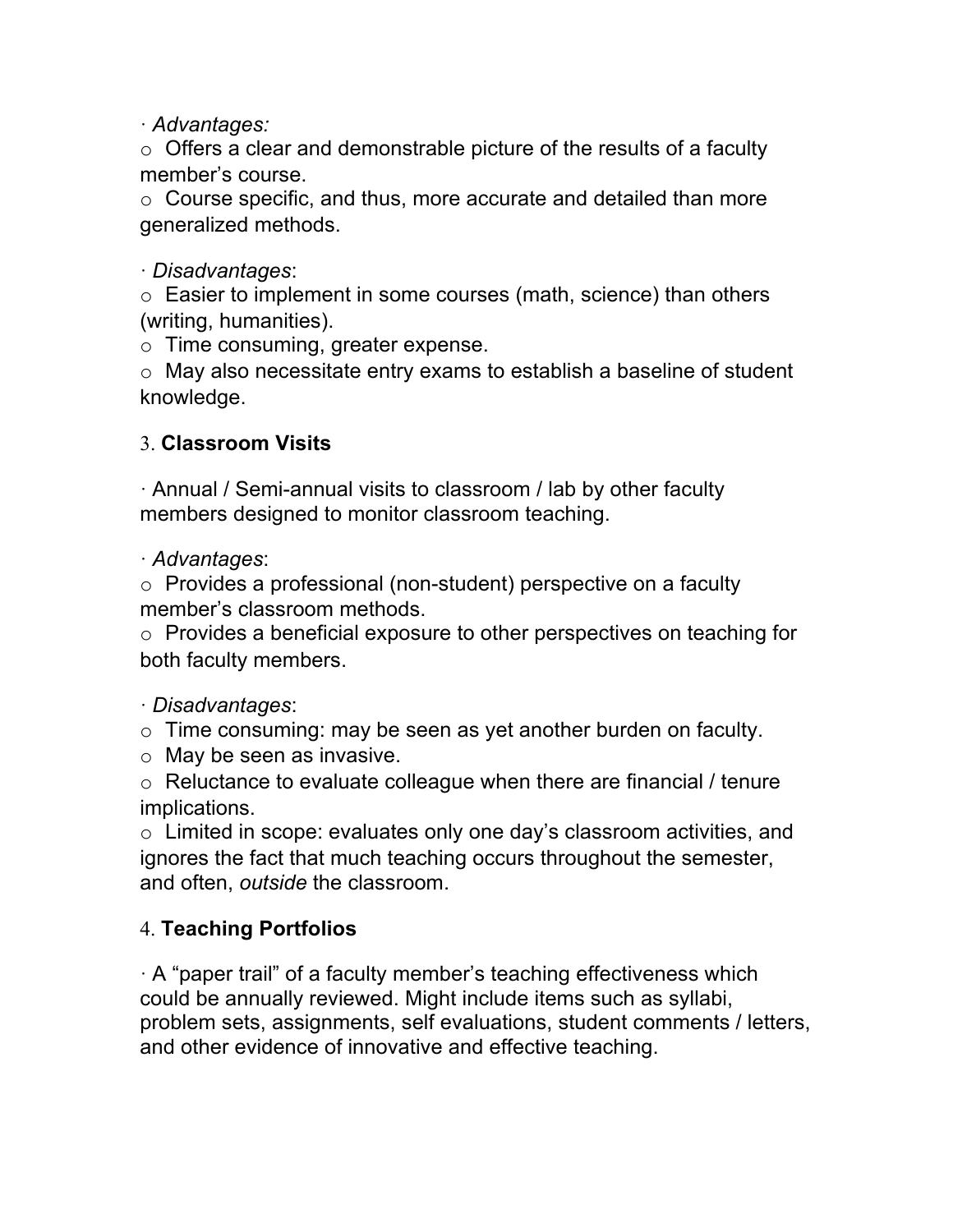- *Advantages:*
  - Offers a clear and demonstrable picture of the results of a faculty member's course.
  - Course specific, and thus, more accurate and detailed than more generalized methods.

- *Disadvantages*:
  - Easier to implement in some courses (math, science) than others (writing, humanities).
  - Time consuming, greater expense.
  - May also necessitate entry exams to establish a baseline of student knowledge.

### 3. **Classroom Visits**

- Annual / Semi-annual visits to classroom / lab by other faculty members designed to monitor classroom teaching.

- *Advantages*:
  - Provides a professional (non-student) perspective on a faculty member's classroom methods.
  - Provides a beneficial exposure to other perspectives on teaching for both faculty members.

- *Disadvantages*:
  - Time consuming: may be seen as yet another burden on faculty.
  - May be seen as invasive.
  - Reluctance to evaluate colleague when there are financial / tenure implications.
  - Limited in scope: evaluates only one day's classroom activities, and ignores the fact that much teaching occurs throughout the semester, and often, *outside* the classroom.

### 4. **Teaching Portfolios**

- A "paper trail" of a faculty member's teaching effectiveness which could be annually reviewed. Might include items such as syllabi, problem sets, assignments, self evaluations, student comments / letters, and other evidence of innovative and effective teaching.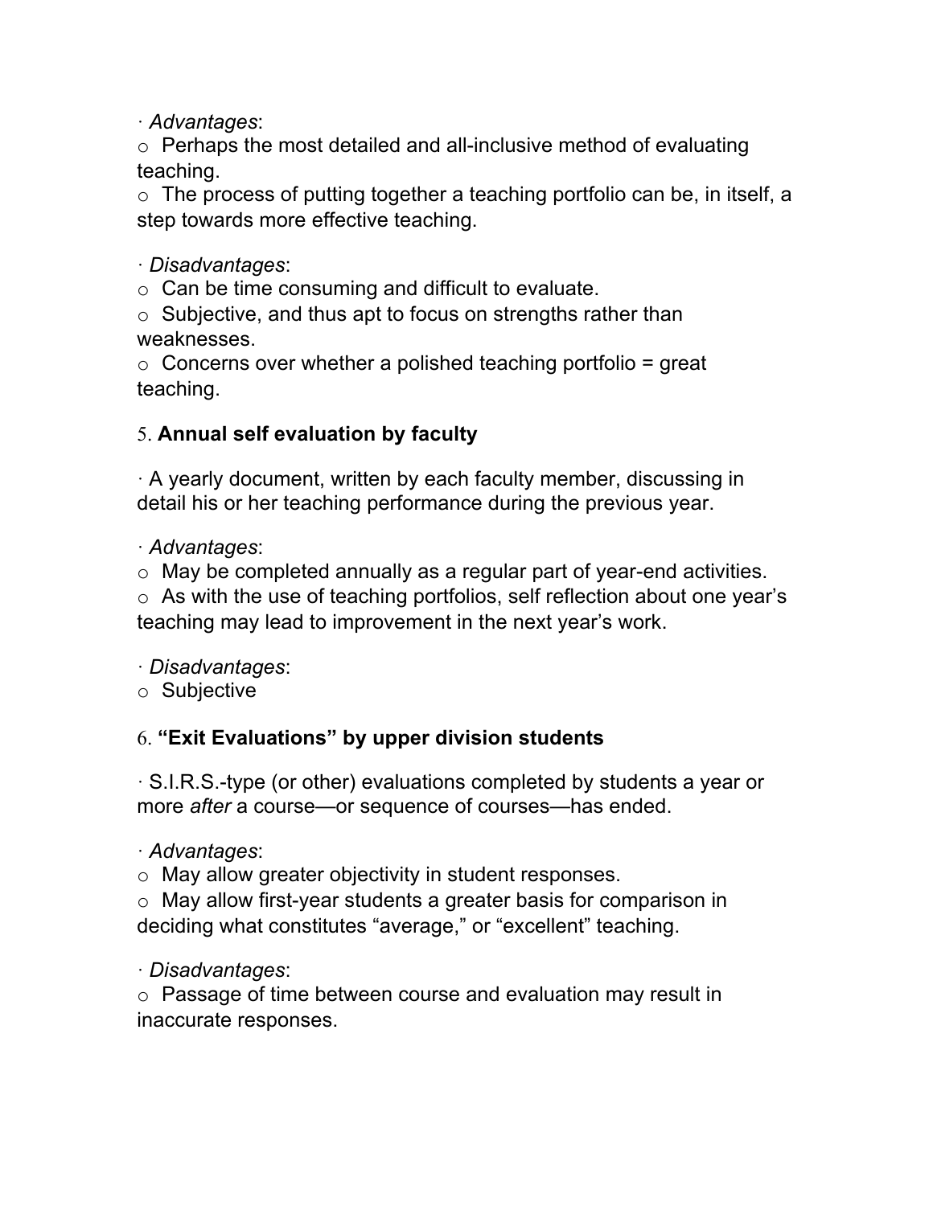· *Advantages*:

- Perhaps the most detailed and all-inclusive method of evaluating teaching.
- The process of putting together a teaching portfolio can be, in itself, a step towards more effective teaching.

· *Disadvantages*:

- Can be time consuming and difficult to evaluate.
- Subjective, and thus apt to focus on strengths rather than weaknesses.
- Concerns over whether a polished teaching portfolio = great teaching.

5. **Annual self evaluation by faculty**

· A yearly document, written by each faculty member, discussing in detail his or her teaching performance during the previous year.

· *Advantages*:

- May be completed annually as a regular part of year-end activities.
- As with the use of teaching portfolios, self reflection about one year's teaching may lead to improvement in the next year's work.

· *Disadvantages*:

- Subjective

6. **"Exit Evaluations" by upper division students**

· S.I.R.S.-type (or other) evaluations completed by students a year or more *after* a course—or sequence of courses—has ended.

· *Advantages*:

- May allow greater objectivity in student responses.
- May allow first-year students a greater basis for comparison in deciding what constitutes "average," or "excellent" teaching.

· *Disadvantages*:

- Passage of time between course and evaluation may result in inaccurate responses.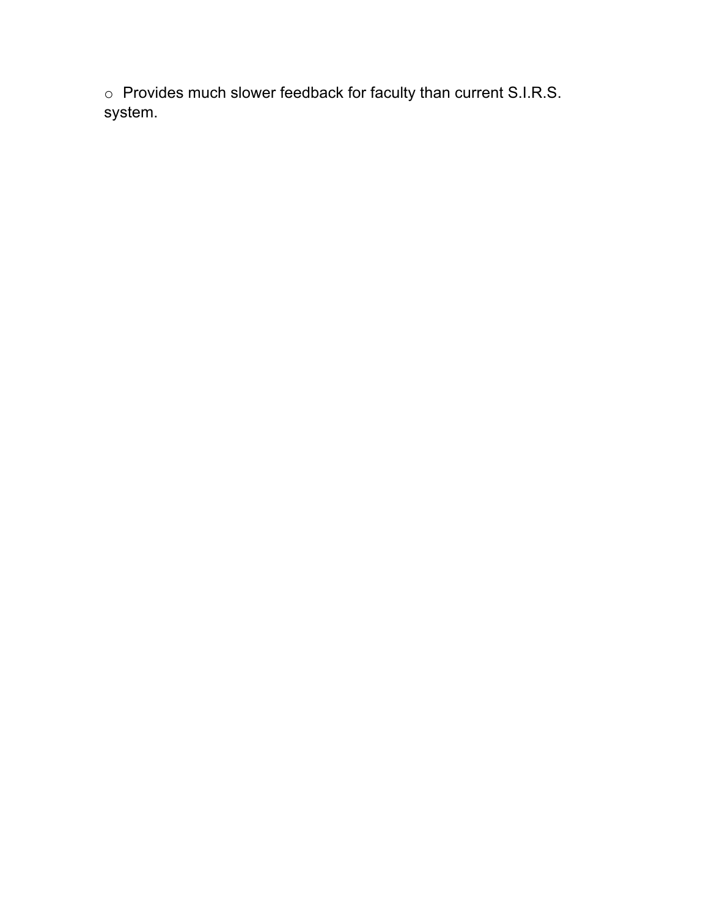- Provides much slower feedback for faculty than current S.I.R.S. system.